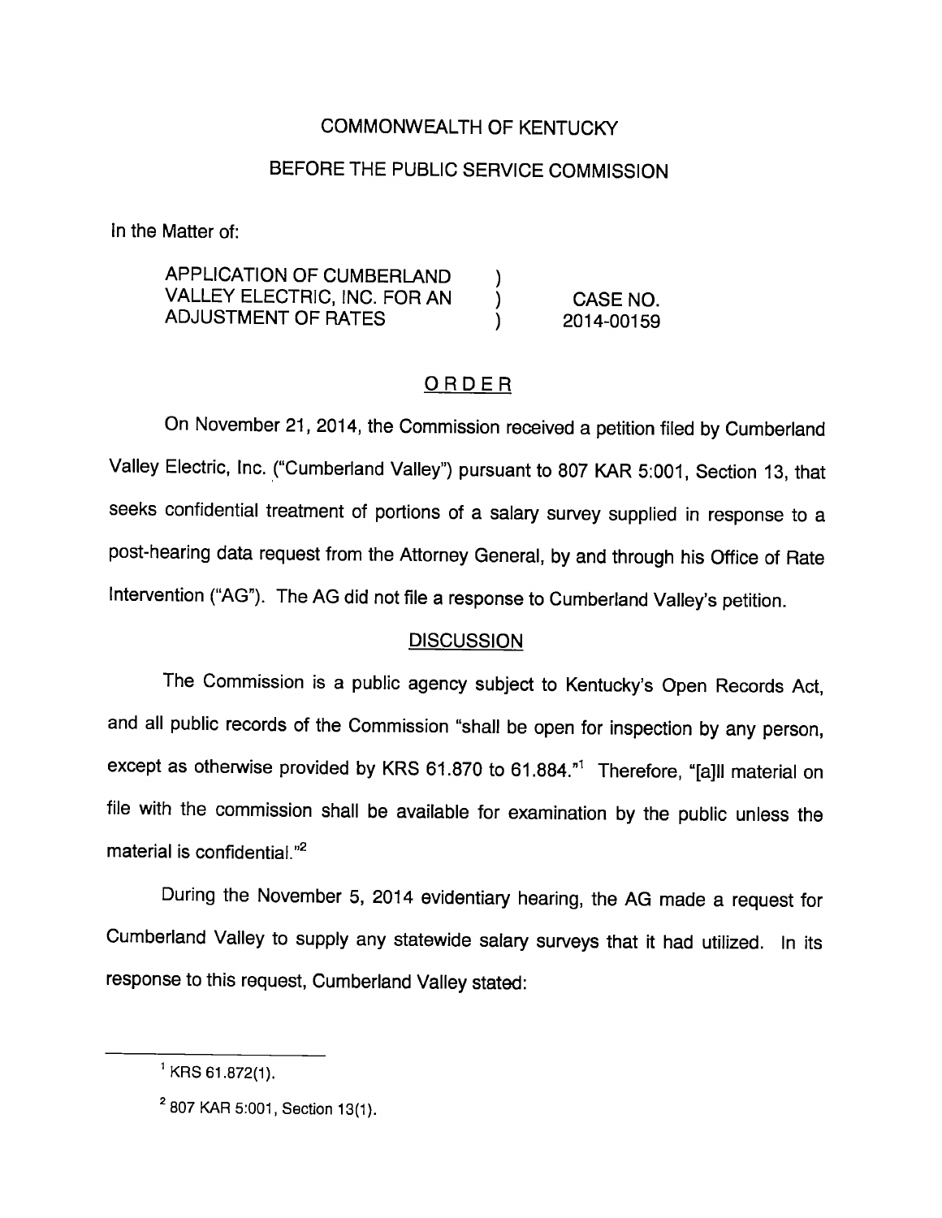COMMONWEALTH OF KENTUCKY

BEFORE THE PUBLIC SERVICE COMMISSION

In the Matter of:

| | | |
|---|---|---|
| APPLICATION OF CUMBERLAND VALLEY ELECTRIC, INC. FOR AN ADJUSTMENT OF RATES | ) ) ) | CASE NO. 2014-00159 |

## ORDER

On November 21, 2014, the Commission received a petition filed by Cumberland Valley Electric, Inc. ("Cumberland Valley") pursuant to 807 KAR 5:001, Section 13, that seeks confidential treatment of portions of a salary survey supplied in response to a post-hearing data request from the Attorney General, by and through his Office of Rate Intervention ("AG"). The AG did not file a response to Cumberland Valley's petition.

### DISCUSSION

The Commission is a public agency subject to Kentucky's Open Records Act, and all public records of the Commission "shall be open for inspection by any person, except as otherwise provided by KRS 61.870 to 61.884."[1] Therefore, "[a]ll material on file with the commission shall be available for examination by the public unless the material is confidential."[2]

During the November 5, 2014 evidentiary hearing, the AG made a request for Cumberland Valley to supply any statewide salary surveys that it had utilized. In its response to this request, Cumberland Valley stated:

---

[1] KRS 61.872(1).

[2] 807 KAR 5:001, Section 13(1).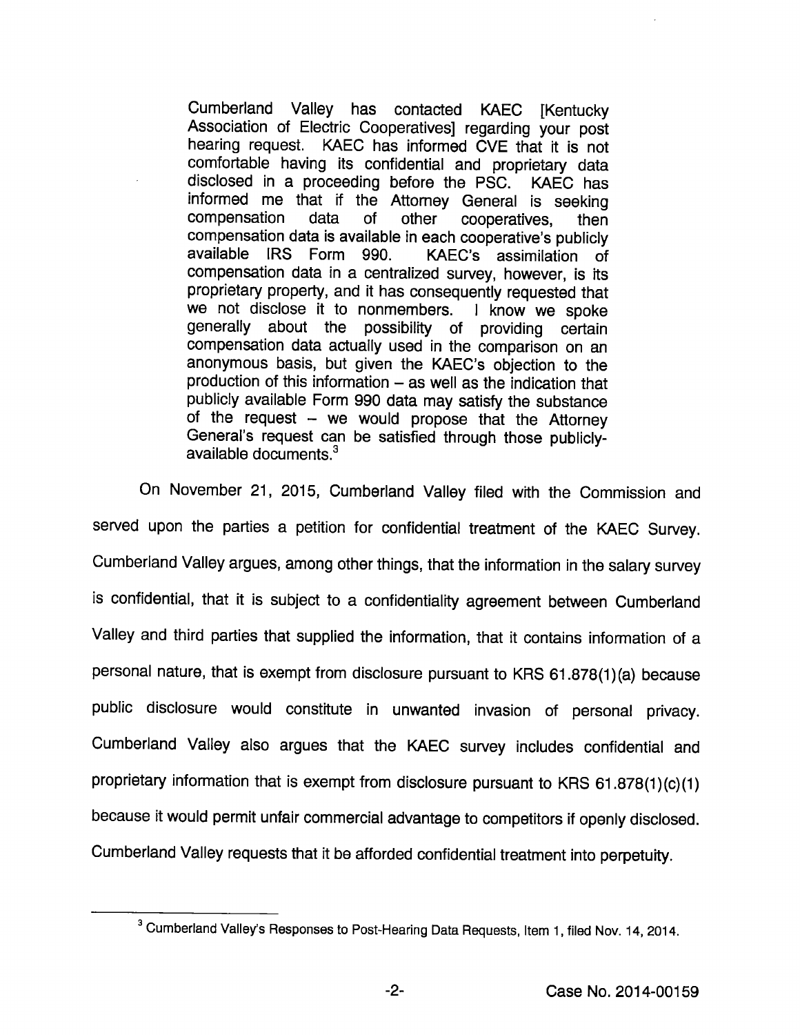> Cumberland Valley has contacted KAEC [Kentucky Association of Electric Cooperatives] regarding your post hearing request. KAEC has informed CVE that it is not comfortable having its confidential and proprietary data disclosed in a proceeding before the PSC. KAEC has informed me that if the Attorney General is seeking compensation data of other cooperatives, then compensation data is available in each cooperative's publicly available IRS Form 990. KAEC's assimilation of compensation data in a centralized survey, however, is its proprietary property, and it has consequently requested that we not disclose it to nonmembers. I know we spoke generally about the possibility of providing certain compensation data actually used in the comparison on an anonymous basis, but given the KAEC's objection to the production of this information – as well as the indication that publicly available Form 990 data may satisfy the substance of the request – we would propose that the Attorney General's request can be satisfied through those publicly-available documents.[3]

On November 21, 2015, Cumberland Valley filed with the Commission and served upon the parties a petition for confidential treatment of the KAEC Survey. Cumberland Valley argues, among other things, that the information in the salary survey is confidential, that it is subject to a confidentiality agreement between Cumberland Valley and third parties that supplied the information, that it contains information of a personal nature, that is exempt from disclosure pursuant to KRS 61.878(1)(a) because public disclosure would constitute in unwanted invasion of personal privacy. Cumberland Valley also argues that the KAEC survey includes confidential and proprietary information that is exempt from disclosure pursuant to KRS 61.878(1)(c)(1) because it would permit unfair commercial advantage to competitors if openly disclosed. Cumberland Valley requests that it be afforded confidential treatment into perpetuity.

---

[3] Cumberland Valley's Responses to Post-Hearing Data Requests, Item 1, filed Nov. 14, 2014.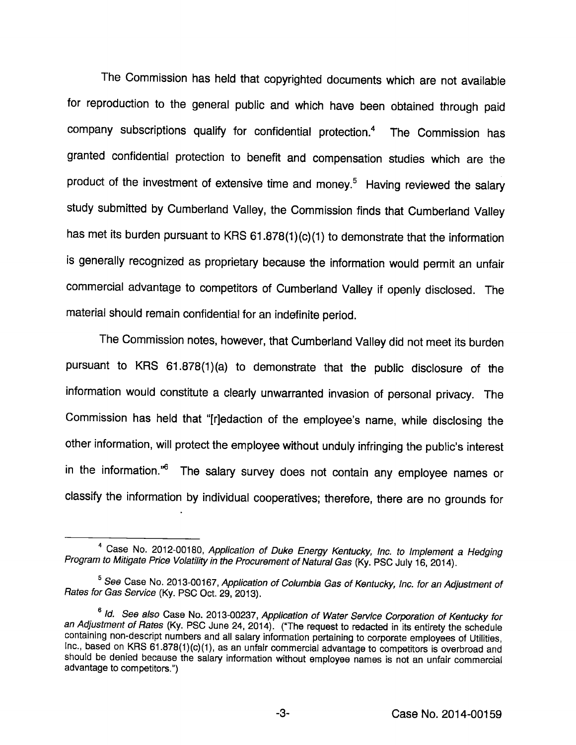The Commission has held that copyrighted documents which are not available for reproduction to the general public and which have been obtained through paid company subscriptions qualify for confidential protection.[4] The Commission has granted confidential protection to benefit and compensation studies which are the product of the investment of extensive time and money.[5] Having reviewed the salary study submitted by Cumberland Valley, the Commission finds that Cumberland Valley has met its burden pursuant to KRS 61.878(1)(c)(1) to demonstrate that the information is generally recognized as proprietary because the information would permit an unfair commercial advantage to competitors of Cumberland Valley if openly disclosed. The material should remain confidential for an indefinite period.

The Commission notes, however, that Cumberland Valley did not meet its burden pursuant to KRS 61.878(1)(a) to demonstrate that the public disclosure of the information would constitute a clearly unwarranted invasion of personal privacy. The Commission has held that "[r]edaction of the employee's name, while disclosing the other information, will protect the employee without unduly infringing the public's interest in the information."[6] The salary survey does not contain any employee names or classify the information by individual cooperatives; therefore, there are no grounds for

---

[4] Case No. 2012-00180, *Application of Duke Energy Kentucky, Inc. to Implement a Hedging Program to Mitigate Price Volatility in the Procurement of Natural Gas* (Ky. PSC July 16, 2014).

[5] *See* Case No. 2013-00167, *Application of Columbia Gas of Kentucky, Inc. for an Adjustment of Rates for Gas Service* (Ky. PSC Oct. 29, 2013).

[6] *Id. See also* Case No. 2013-00237, *Application of Water Service Corporation of Kentucky for an Adjustment of Rates* (Ky. PSC June 24, 2014). ("The request to redacted in its entirety the schedule containing non-descript numbers and all salary information pertaining to corporate employees of Utilities, Inc., based on KRS 61.878(1)(c)(1), as an unfair commercial advantage to competitors is overbroad and should be denied because the salary information without employee names is not an unfair commercial advantage to competitors.")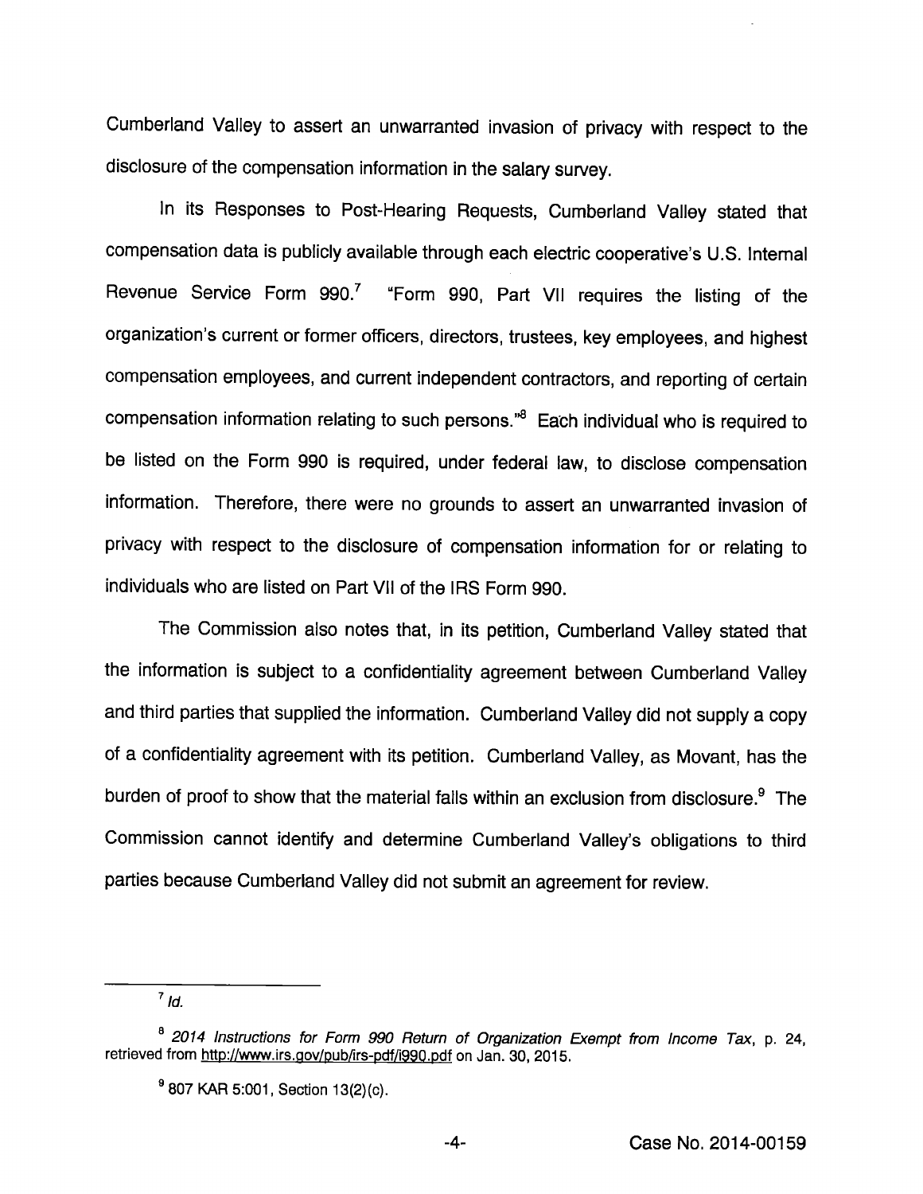Cumberland Valley to assert an unwarranted invasion of privacy with respect to the disclosure of the compensation information in the salary survey.

In its Responses to Post-Hearing Requests, Cumberland Valley stated that compensation data is publicly available through each electric cooperative's U.S. Internal Revenue Service Form 990.[7] "Form 990, Part VII requires the listing of the organization's current or former officers, directors, trustees, key employees, and highest compensation employees, and current independent contractors, and reporting of certain compensation information relating to such persons."[8] Each individual who is required to be listed on the Form 990 is required, under federal law, to disclose compensation information. Therefore, there were no grounds to assert an unwarranted invasion of privacy with respect to the disclosure of compensation information for or relating to individuals who are listed on Part VII of the IRS Form 990.

The Commission also notes that, in its petition, Cumberland Valley stated that the information is subject to a confidentiality agreement between Cumberland Valley and third parties that supplied the information. Cumberland Valley did not supply a copy of a confidentiality agreement with its petition. Cumberland Valley, as Movant, has the burden of proof to show that the material falls within an exclusion from disclosure.[9] The Commission cannot identify and determine Cumberland Valley's obligations to third parties because Cumberland Valley did not submit an agreement for review.

---

[7] *Id.*

[8] *2014 Instructions for Form 990 Return of Organization Exempt from Income Tax*, p. 24, retrieved from http://www.irs.gov/pub/irs-pdf/i990.pdf on Jan. 30, 2015.

[9] 807 KAR 5:001, Section 13(2)(c).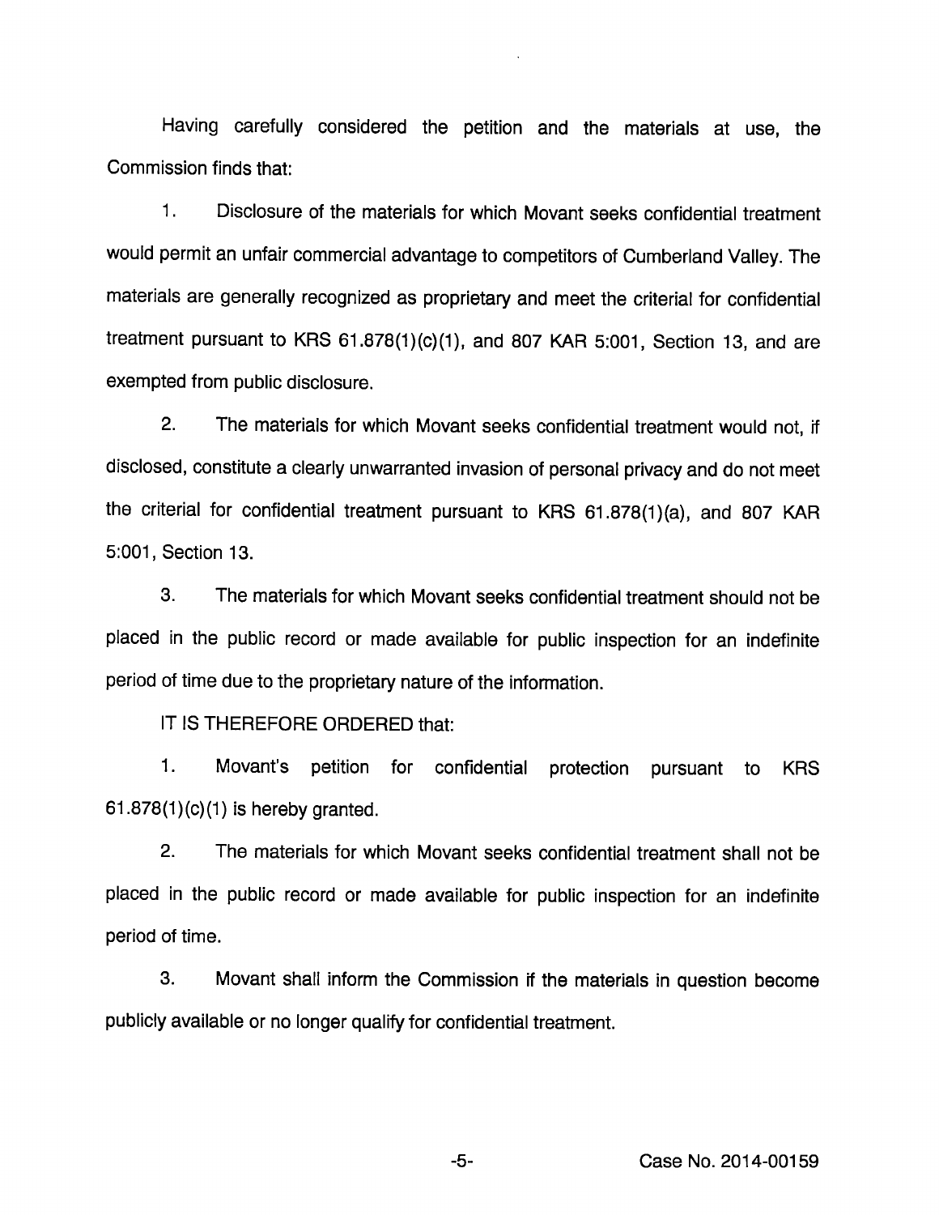Having carefully considered the petition and the materials at use, the Commission finds that:

1. Disclosure of the materials for which Movant seeks confidential treatment would permit an unfair commercial advantage to competitors of Cumberland Valley. The materials are generally recognized as proprietary and meet the criterial for confidential treatment pursuant to KRS 61.878(1)(c)(1), and 807 KAR 5:001, Section 13, and are exempted from public disclosure.

2. The materials for which Movant seeks confidential treatment would not, if disclosed, constitute a clearly unwarranted invasion of personal privacy and do not meet the criterial for confidential treatment pursuant to KRS 61.878(1)(a), and 807 KAR 5:001, Section 13.

3. The materials for which Movant seeks confidential treatment should not be placed in the public record or made available for public inspection for an indefinite period of time due to the proprietary nature of the information.

IT IS THEREFORE ORDERED that:

1. Movant's petition for confidential protection pursuant to KRS 61.878(1)(c)(1) is hereby granted.

2. The materials for which Movant seeks confidential treatment shall not be placed in the public record or made available for public inspection for an indefinite period of time.

3. Movant shall inform the Commission if the materials in question become publicly available or no longer qualify for confidential treatment.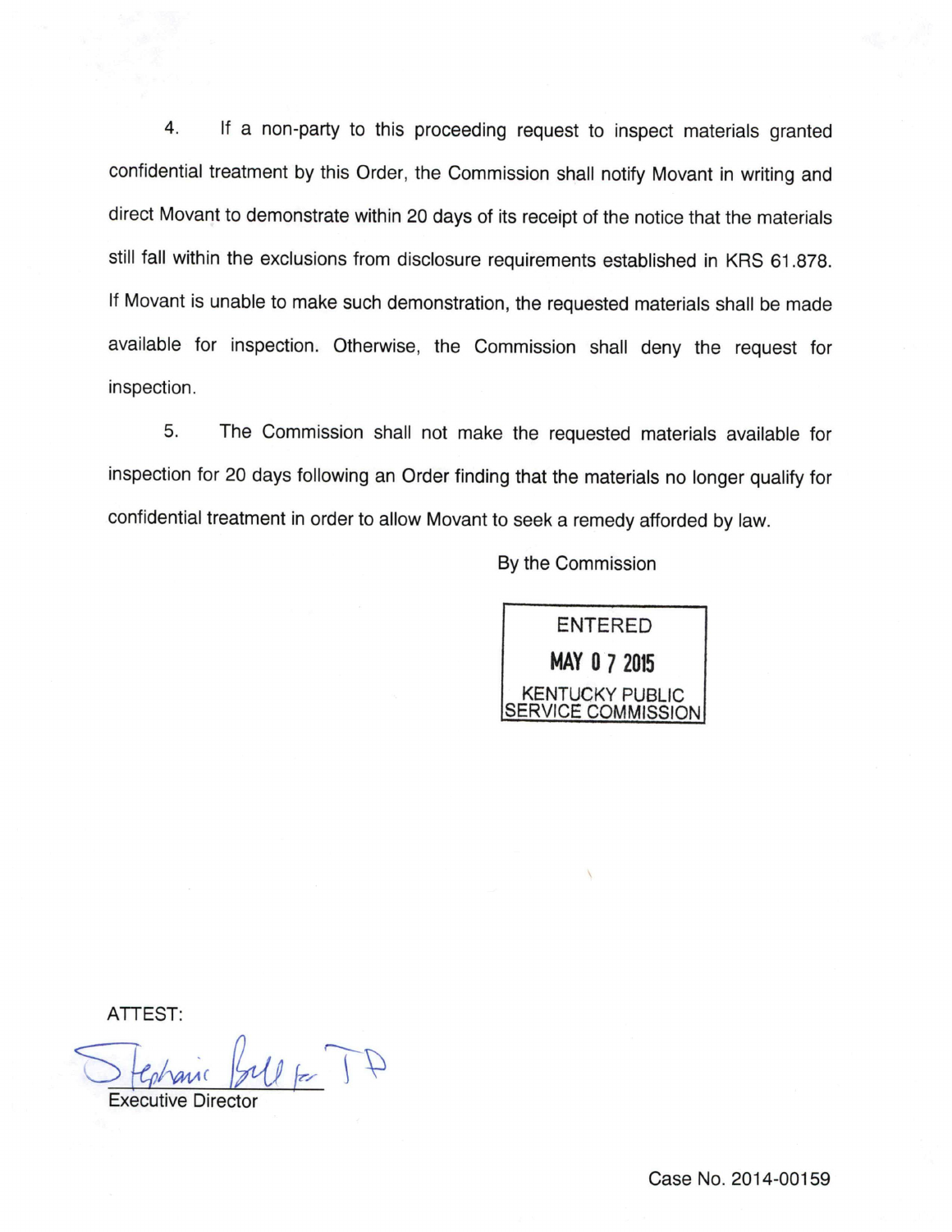4. If a non-party to this proceeding request to inspect materials granted confidential treatment by this Order, the Commission shall notify Movant in writing and direct Movant to demonstrate within 20 days of its receipt of the notice that the materials still fall within the exclusions from disclosure requirements established in KRS 61.878. If Movant is unable to make such demonstration, the requested materials shall be made available for inspection. Otherwise, the Commission shall deny the request for inspection.

5. The Commission shall not make the requested materials available for inspection for 20 days following an Order finding that the materials no longer qualify for confidential treatment in order to allow Movant to seek a remedy afforded by law.

By the Commission

ENTERED
MAY 07 2015
KENTUCKY PUBLIC SERVICE COMMISSION

ATTEST:

Stephanie Bell for TP
Executive Director

Case No. 2014-00159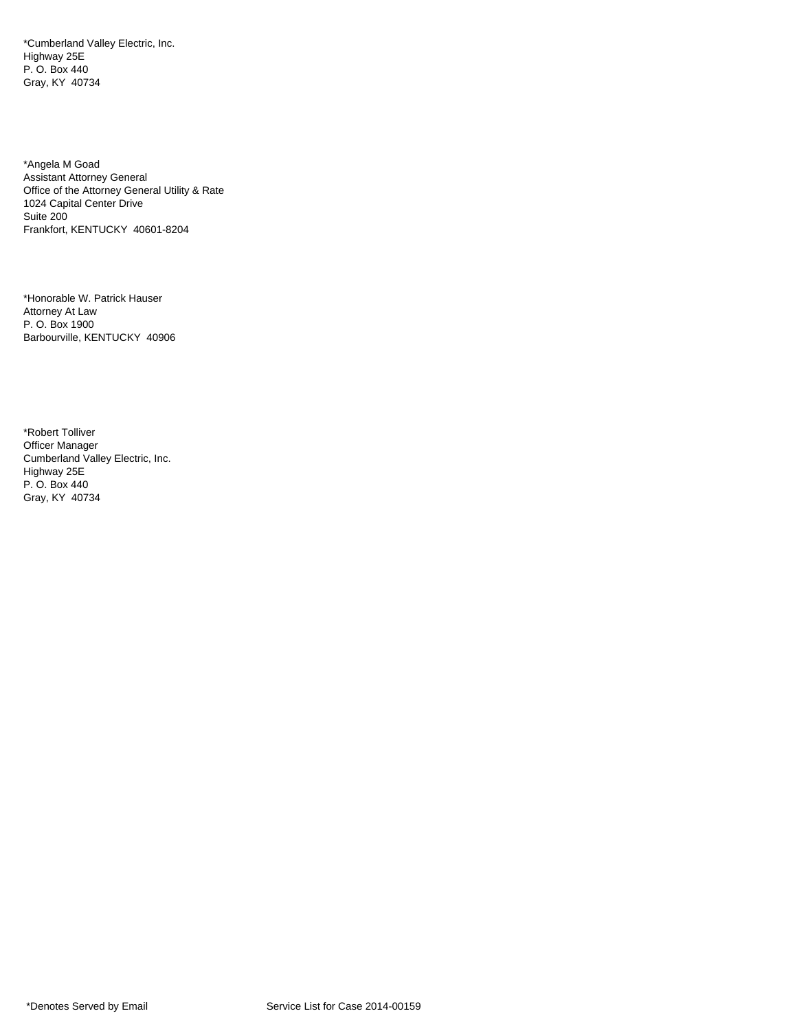*Cumberland Valley Electric, Inc.
Highway 25E
P. O. Box 440
Gray, KY  40734

*Angela M Goad
Assistant Attorney General
Office of the Attorney General Utility & Rate
1024 Capital Center Drive
Suite 200
Frankfort, KENTUCKY  40601-8204

*Honorable W. Patrick Hauser
Attorney At Law
P. O. Box 1900
Barbourville, KENTUCKY  40906

*Robert Tolliver
Officer Manager
Cumberland Valley Electric, Inc.
Highway 25E
P. O. Box 440
Gray, KY  40734

*Denotes Served by Email

Service List for Case 2014-00159